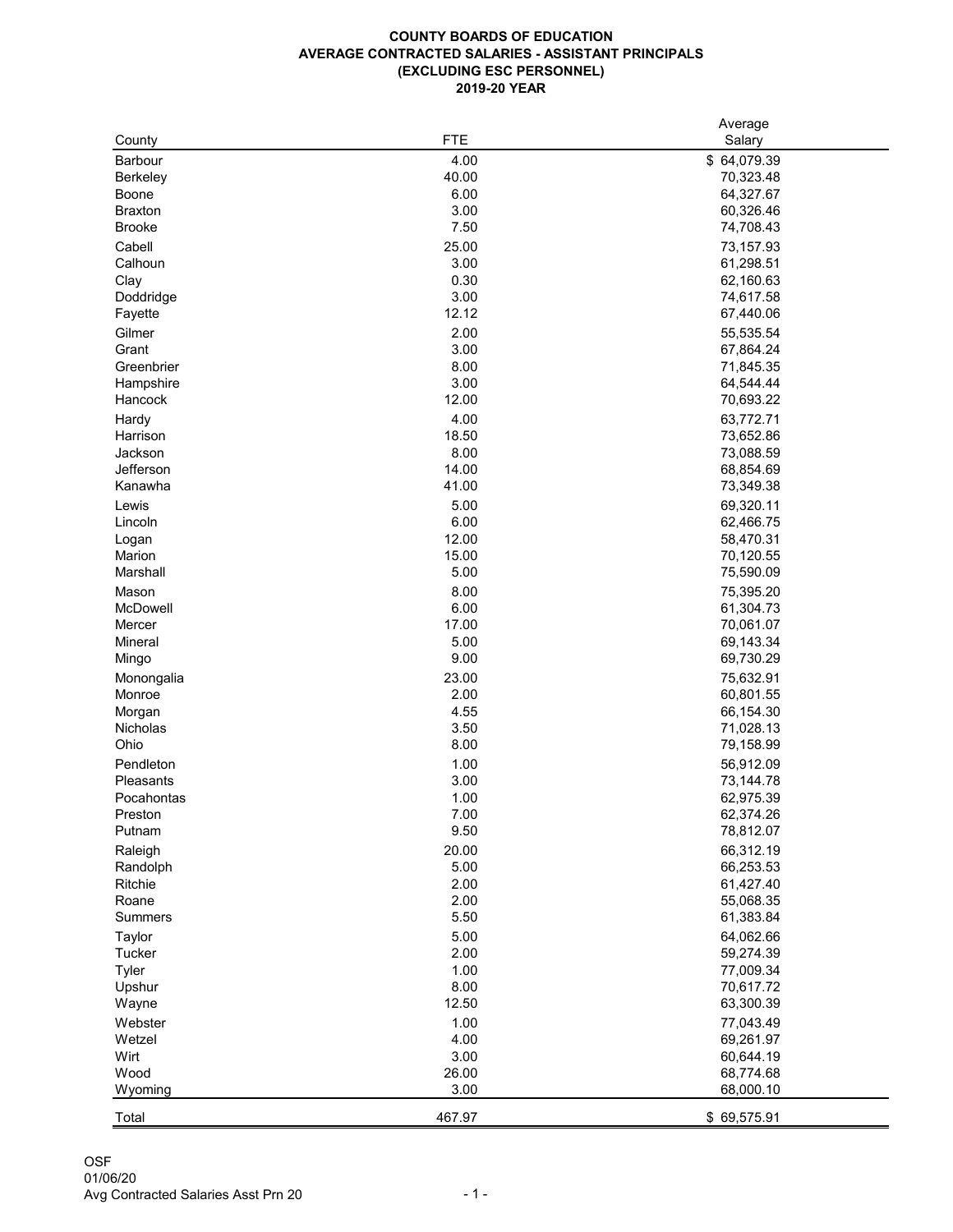# COUNTY BOARDS OF EDUCATION
## AVERAGE CONTRACTED SALARIES - ASSISTANT PRINCIPALS
### (EXCLUDING ESC PERSONNEL)
### 2019-20 YEAR

| County | FTE | Average Salary |
|---|---|---|
| Barbour | 4.00 | $ 64,079.39 |
| Berkeley | 40.00 | 70,323.48 |
| Boone | 6.00 | 64,327.67 |
| Braxton | 3.00 | 60,326.46 |
| Brooke | 7.50 | 74,708.43 |
| Cabell | 25.00 | 73,157.93 |
| Calhoun | 3.00 | 61,298.51 |
| Clay | 0.30 | 62,160.63 |
| Doddridge | 3.00 | 74,617.58 |
| Fayette | 12.12 | 67,440.06 |
| Gilmer | 2.00 | 55,535.54 |
| Grant | 3.00 | 67,864.24 |
| Greenbrier | 8.00 | 71,845.35 |
| Hampshire | 3.00 | 64,544.44 |
| Hancock | 12.00 | 70,693.22 |
| Hardy | 4.00 | 63,772.71 |
| Harrison | 18.50 | 73,652.86 |
| Jackson | 8.00 | 73,088.59 |
| Jefferson | 14.00 | 68,854.69 |
| Kanawha | 41.00 | 73,349.38 |
| Lewis | 5.00 | 69,320.11 |
| Lincoln | 6.00 | 62,466.75 |
| Logan | 12.00 | 58,470.31 |
| Marion | 15.00 | 70,120.55 |
| Marshall | 5.00 | 75,590.09 |
| Mason | 8.00 | 75,395.20 |
| McDowell | 6.00 | 61,304.73 |
| Mercer | 17.00 | 70,061.07 |
| Mineral | 5.00 | 69,143.34 |
| Mingo | 9.00 | 69,730.29 |
| Monongalia | 23.00 | 75,632.91 |
| Monroe | 2.00 | 60,801.55 |
| Morgan | 4.55 | 66,154.30 |
| Nicholas | 3.50 | 71,028.13 |
| Ohio | 8.00 | 79,158.99 |
| Pendleton | 1.00 | 56,912.09 |
| Pleasants | 3.00 | 73,144.78 |
| Pocahontas | 1.00 | 62,975.39 |
| Preston | 7.00 | 62,374.26 |
| Putnam | 9.50 | 78,812.07 |
| Raleigh | 20.00 | 66,312.19 |
| Randolph | 5.00 | 66,253.53 |
| Ritchie | 2.00 | 61,427.40 |
| Roane | 2.00 | 55,068.35 |
| Summers | 5.50 | 61,383.84 |
| Taylor | 5.00 | 64,062.66 |
| Tucker | 2.00 | 59,274.39 |
| Tyler | 1.00 | 77,009.34 |
| Upshur | 8.00 | 70,617.72 |
| Wayne | 12.50 | 63,300.39 |
| Webster | 1.00 | 77,043.49 |
| Wetzel | 4.00 | 69,261.97 |
| Wirt | 3.00 | 60,644.19 |
| Wood | 26.00 | 68,774.68 |
| Wyoming | 3.00 | 68,000.10 |
| Total | 467.97 | $ 69,575.91 |

OSF
01/06/20
Avg Contracted Salaries Asst Prn 20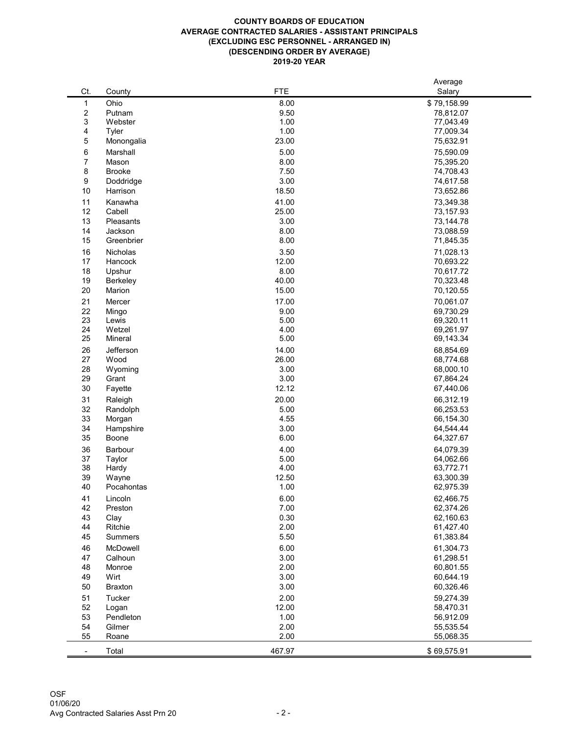# COUNTY BOARDS OF EDUCATION
## AVERAGE CONTRACTED SALARIES - ASSISTANT PRINCIPALS
## (EXCLUDING ESC PERSONNEL - ARRANGED IN)
## (DESCENDING ORDER BY AVERAGE)
## 2019-20 YEAR

| Ct. | County | FTE | Average Salary |
|---|---|---|---|
| 1 | Ohio | 8.00 | $ 79,158.99 |
| 2 | Putnam | 9.50 | 78,812.07 |
| 3 | Webster | 1.00 | 77,043.49 |
| 4 | Tyler | 1.00 | 77,009.34 |
| 5 | Monongalia | 23.00 | 75,632.91 |
| 6 | Marshall | 5.00 | 75,590.09 |
| 7 | Mason | 8.00 | 75,395.20 |
| 8 | Brooke | 7.50 | 74,708.43 |
| 9 | Doddridge | 3.00 | 74,617.58 |
| 10 | Harrison | 18.50 | 73,652.86 |
| 11 | Kanawha | 41.00 | 73,349.38 |
| 12 | Cabell | 25.00 | 73,157.93 |
| 13 | Pleasants | 3.00 | 73,144.78 |
| 14 | Jackson | 8.00 | 73,088.59 |
| 15 | Greenbrier | 8.00 | 71,845.35 |
| 16 | Nicholas | 3.50 | 71,028.13 |
| 17 | Hancock | 12.00 | 70,693.22 |
| 18 | Upshur | 8.00 | 70,617.72 |
| 19 | Berkeley | 40.00 | 70,323.48 |
| 20 | Marion | 15.00 | 70,120.55 |
| 21 | Mercer | 17.00 | 70,061.07 |
| 22 | Mingo | 9.00 | 69,730.29 |
| 23 | Lewis | 5.00 | 69,320.11 |
| 24 | Wetzel | 4.00 | 69,261.97 |
| 25 | Mineral | 5.00 | 69,143.34 |
| 26 | Jefferson | 14.00 | 68,854.69 |
| 27 | Wood | 26.00 | 68,774.68 |
| 28 | Wyoming | 3.00 | 68,000.10 |
| 29 | Grant | 3.00 | 67,864.24 |
| 30 | Fayette | 12.12 | 67,440.06 |
| 31 | Raleigh | 20.00 | 66,312.19 |
| 32 | Randolph | 5.00 | 66,253.53 |
| 33 | Morgan | 4.55 | 66,154.30 |
| 34 | Hampshire | 3.00 | 64,544.44 |
| 35 | Boone | 6.00 | 64,327.67 |
| 36 | Barbour | 4.00 | 64,079.39 |
| 37 | Taylor | 5.00 | 64,062.66 |
| 38 | Hardy | 4.00 | 63,772.71 |
| 39 | Wayne | 12.50 | 63,300.39 |
| 40 | Pocahontas | 1.00 | 62,975.39 |
| 41 | Lincoln | 6.00 | 62,466.75 |
| 42 | Preston | 7.00 | 62,374.26 |
| 43 | Clay | 0.30 | 62,160.63 |
| 44 | Ritchie | 2.00 | 61,427.40 |
| 45 | Summers | 5.50 | 61,383.84 |
| 46 | McDowell | 6.00 | 61,304.73 |
| 47 | Calhoun | 3.00 | 61,298.51 |
| 48 | Monroe | 2.00 | 60,801.55 |
| 49 | Wirt | 3.00 | 60,644.19 |
| 50 | Braxton | 3.00 | 60,326.46 |
| 51 | Tucker | 2.00 | 59,274.39 |
| 52 | Logan | 12.00 | 58,470.31 |
| 53 | Pendleton | 1.00 | 56,912.09 |
| 54 | Gilmer | 2.00 | 55,535.54 |
| 55 | Roane | 2.00 | 55,068.35 |
| - | Total | 467.97 | $ 69,575.91 |

OSF
01/06/20
Avg Contracted Salaries Asst Prn 20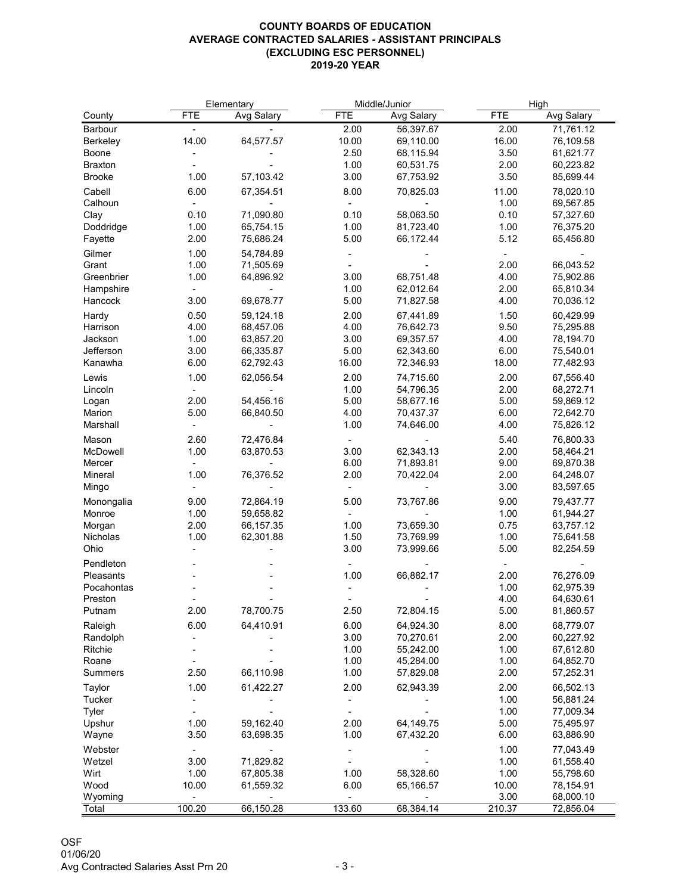# COUNTY BOARDS OF EDUCATION
## AVERAGE CONTRACTED SALARIES - ASSISTANT PRINCIPALS
## (EXCLUDING ESC PERSONNEL)
## 2019-20 YEAR

| | Elementary | | Middle/Junior | | High | |
|---|---|---|---|---|---|---|
| County | FTE | Avg Salary | FTE | Avg Salary | FTE | Avg Salary |
| Barbour | - | - | 2.00 | 56,397.67 | 2.00 | 71,761.12 |
| Berkeley | 14.00 | 64,577.57 | 10.00 | 69,110.00 | 16.00 | 76,109.58 |
| Boone | - | - | 2.50 | 68,115.94 | 3.50 | 61,621.77 |
| Braxton | - | - | 1.00 | 60,531.75 | 2.00 | 60,223.82 |
| Brooke | 1.00 | 57,103.42 | 3.00 | 67,753.92 | 3.50 | 85,699.44 |
| Cabell | 6.00 | 67,354.51 | 8.00 | 70,825.03 | 11.00 | 78,020.10 |
| Calhoun | - | - | - | - | 1.00 | 69,567.85 |
| Clay | 0.10 | 71,090.80 | 0.10 | 58,063.50 | 0.10 | 57,327.60 |
| Doddridge | 1.00 | 65,754.15 | 1.00 | 81,723.40 | 1.00 | 76,375.20 |
| Fayette | 2.00 | 75,686.24 | 5.00 | 66,172.44 | 5.12 | 65,456.80 |
| Gilmer | 1.00 | 54,784.89 | - | - | - | - |
| Grant | 1.00 | 71,505.69 | - | - | 2.00 | 66,043.52 |
| Greenbrier | 1.00 | 64,896.92 | 3.00 | 68,751.48 | 4.00 | 75,902.86 |
| Hampshire | - | - | 1.00 | 62,012.64 | 2.00 | 65,810.34 |
| Hancock | 3.00 | 69,678.77 | 5.00 | 71,827.58 | 4.00 | 70,036.12 |
| Hardy | 0.50 | 59,124.18 | 2.00 | 67,441.89 | 1.50 | 60,429.99 |
| Harrison | 4.00 | 68,457.06 | 4.00 | 76,642.73 | 9.50 | 75,295.88 |
| Jackson | 1.00 | 63,857.20 | 3.00 | 69,357.57 | 4.00 | 78,194.70 |
| Jefferson | 3.00 | 66,335.87 | 5.00 | 62,343.60 | 6.00 | 75,540.01 |
| Kanawha | 6.00 | 62,792.43 | 16.00 | 72,346.93 | 18.00 | 77,482.93 |
| Lewis | 1.00 | 62,056.54 | 2.00 | 74,715.60 | 2.00 | 67,556.40 |
| Lincoln | - | - | 1.00 | 54,796.35 | 2.00 | 68,272.71 |
| Logan | 2.00 | 54,456.16 | 5.00 | 58,677.16 | 5.00 | 59,869.12 |
| Marion | 5.00 | 66,840.50 | 4.00 | 70,437.37 | 6.00 | 72,642.70 |
| Marshall | - | - | 1.00 | 74,646.00 | 4.00 | 75,826.12 |
| Mason | 2.60 | 72,476.84 | - | - | 5.40 | 76,800.33 |
| McDowell | 1.00 | 63,870.53 | 3.00 | 62,343.13 | 2.00 | 58,464.21 |
| Mercer | - | - | 6.00 | 71,893.81 | 9.00 | 69,870.38 |
| Mineral | 1.00 | 76,376.52 | 2.00 | 70,422.04 | 2.00 | 64,248.07 |
| Mingo | - | - | - | - | 3.00 | 83,597.65 |
| Monongalia | 9.00 | 72,864.19 | 5.00 | 73,767.86 | 9.00 | 79,437.77 |
| Monroe | 1.00 | 59,658.82 | - | - | 1.00 | 61,944.27 |
| Morgan | 2.00 | 66,157.35 | 1.00 | 73,659.30 | 0.75 | 63,757.12 |
| Nicholas | 1.00 | 62,301.88 | 1.50 | 73,769.99 | 1.00 | 75,641.58 |
| Ohio | - | - | 3.00 | 73,999.66 | 5.00 | 82,254.59 |
| Pendleton | - | - | - | - | - | - |
| Pleasants | - | - | 1.00 | 66,882.17 | 2.00 | 76,276.09 |
| Pocahontas | - | - | - | - | 1.00 | 62,975.39 |
| Preston | - | - | - | - | 4.00 | 64,630.61 |
| Putnam | 2.00 | 78,700.75 | 2.50 | 72,804.15 | 5.00 | 81,860.57 |
| Raleigh | 6.00 | 64,410.91 | 6.00 | 64,924.30 | 8.00 | 68,779.07 |
| Randolph | - | - | 3.00 | 70,270.61 | 2.00 | 60,227.92 |
| Ritchie | - | - | 1.00 | 55,242.00 | 1.00 | 67,612.80 |
| Roane | - | - | 1.00 | 45,284.00 | 1.00 | 64,852.70 |
| Summers | 2.50 | 66,110.98 | 1.00 | 57,829.08 | 2.00 | 57,252.31 |
| Taylor | 1.00 | 61,422.27 | 2.00 | 62,943.39 | 2.00 | 66,502.13 |
| Tucker | - | - | - | - | 1.00 | 56,881.24 |
| Tyler | - | - | - | - | 1.00 | 77,009.34 |
| Upshur | 1.00 | 59,162.40 | 2.00 | 64,149.75 | 5.00 | 75,495.97 |
| Wayne | 3.50 | 63,698.35 | 1.00 | 67,432.20 | 6.00 | 63,886.90 |
| Webster | - | - | - | - | 1.00 | 77,043.49 |
| Wetzel | 3.00 | 71,829.82 | - | - | 1.00 | 61,558.40 |
| Wirt | 1.00 | 67,805.38 | 1.00 | 58,328.60 | 1.00 | 55,798.60 |
| Wood | 10.00 | 61,559.32 | 6.00 | 65,166.57 | 10.00 | 78,154.91 |
| Wyoming | - | - | - | - | 3.00 | 68,000.10 |
| Total | 100.20 | 66,150.28 | 133.60 | 68,384.14 | 210.37 | 72,856.04 |

OSF
01/06/20
Avg Contracted Salaries Asst Prn 20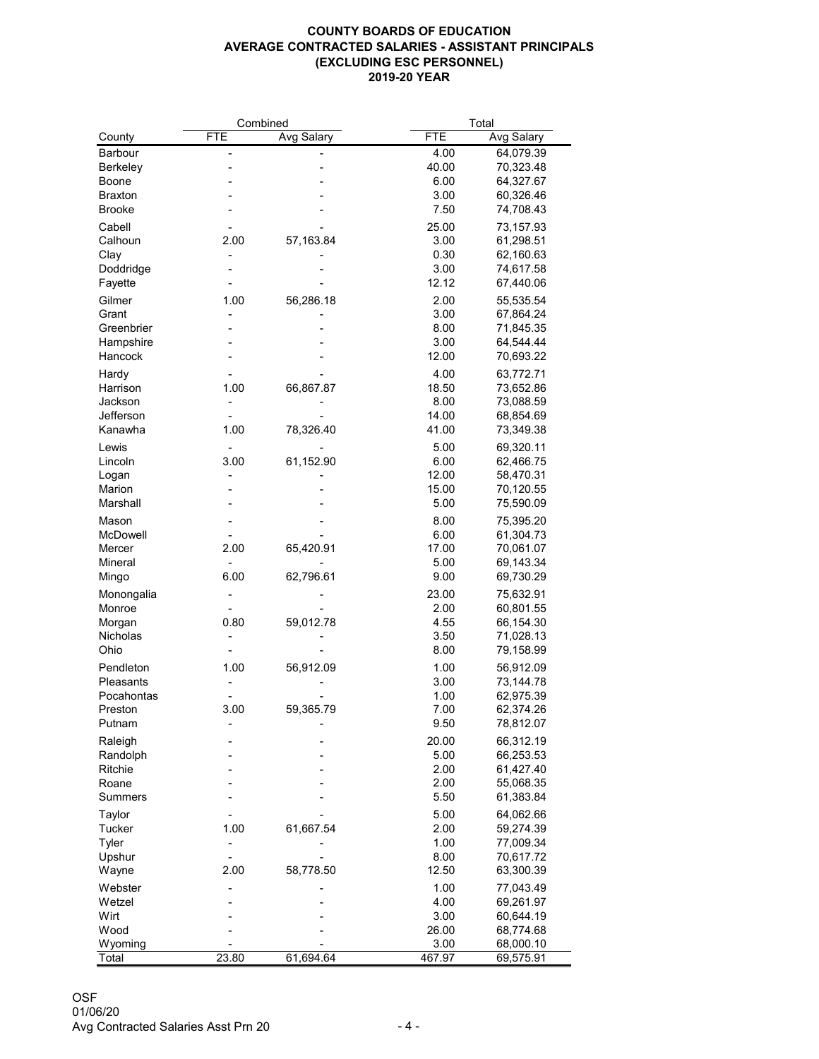**COUNTY BOARDS OF EDUCATION**
**AVERAGE CONTRACTED SALARIES - ASSISTANT PRINCIPALS**
**(EXCLUDING ESC PERSONNEL)**
**2019-20 YEAR**

| | Combined | | Total | |
|---|---|---|---|---|
| County | FTE | Avg Salary | FTE | Avg Salary |
| Barbour | - | - | 4.00 | 64,079.39 |
| Berkeley | - | - | 40.00 | 70,323.48 |
| Boone | - | - | 6.00 | 64,327.67 |
| Braxton | - | - | 3.00 | 60,326.46 |
| Brooke | - | - | 7.50 | 74,708.43 |
| Cabell | - | - | 25.00 | 73,157.93 |
| Calhoun | 2.00 | 57,163.84 | 3.00 | 61,298.51 |
| Clay | - | - | 0.30 | 62,160.63 |
| Doddridge | - | - | 3.00 | 74,617.58 |
| Fayette | - | - | 12.12 | 67,440.06 |
| Gilmer | 1.00 | 56,286.18 | 2.00 | 55,535.54 |
| Grant | - | - | 3.00 | 67,864.24 |
| Greenbrier | - | - | 8.00 | 71,845.35 |
| Hampshire | - | - | 3.00 | 64,544.44 |
| Hancock | - | - | 12.00 | 70,693.22 |
| Hardy | - | - | 4.00 | 63,772.71 |
| Harrison | 1.00 | 66,867.87 | 18.50 | 73,652.86 |
| Jackson | - | - | 8.00 | 73,088.59 |
| Jefferson | - | - | 14.00 | 68,854.69 |
| Kanawha | 1.00 | 78,326.40 | 41.00 | 73,349.38 |
| Lewis | - | - | 5.00 | 69,320.11 |
| Lincoln | 3.00 | 61,152.90 | 6.00 | 62,466.75 |
| Logan | - | - | 12.00 | 58,470.31 |
| Marion | - | - | 15.00 | 70,120.55 |
| Marshall | - | - | 5.00 | 75,590.09 |
| Mason | - | - | 8.00 | 75,395.20 |
| McDowell | - | - | 6.00 | 61,304.73 |
| Mercer | 2.00 | 65,420.91 | 17.00 | 70,061.07 |
| Mineral | - | - | 5.00 | 69,143.34 |
| Mingo | 6.00 | 62,796.61 | 9.00 | 69,730.29 |
| Monongalia | - | - | 23.00 | 75,632.91 |
| Monroe | - | - | 2.00 | 60,801.55 |
| Morgan | 0.80 | 59,012.78 | 4.55 | 66,154.30 |
| Nicholas | - | - | 3.50 | 71,028.13 |
| Ohio | - | - | 8.00 | 79,158.99 |
| Pendleton | 1.00 | 56,912.09 | 1.00 | 56,912.09 |
| Pleasants | - | - | 3.00 | 73,144.78 |
| Pocahontas | - | - | 1.00 | 62,975.39 |
| Preston | 3.00 | 59,365.79 | 7.00 | 62,374.26 |
| Putnam | - | - | 9.50 | 78,812.07 |
| Raleigh | - | - | 20.00 | 66,312.19 |
| Randolph | - | - | 5.00 | 66,253.53 |
| Ritchie | - | - | 2.00 | 61,427.40 |
| Roane | - | - | 2.00 | 55,068.35 |
| Summers | - | - | 5.50 | 61,383.84 |
| Taylor | - | - | 5.00 | 64,062.66 |
| Tucker | 1.00 | 61,667.54 | 2.00 | 59,274.39 |
| Tyler | - | - | 1.00 | 77,009.34 |
| Upshur | - | - | 8.00 | 70,617.72 |
| Wayne | 2.00 | 58,778.50 | 12.50 | 63,300.39 |
| Webster | - | - | 1.00 | 77,043.49 |
| Wetzel | - | - | 4.00 | 69,261.97 |
| Wirt | - | - | 3.00 | 60,644.19 |
| Wood | - | - | 26.00 | 68,774.68 |
| Wyoming | - | - | 3.00 | 68,000.10 |
| Total | 23.80 | 61,694.64 | 467.97 | 69,575.91 |

OSF
01/06/20
Avg Contracted Salaries Asst Prn 20